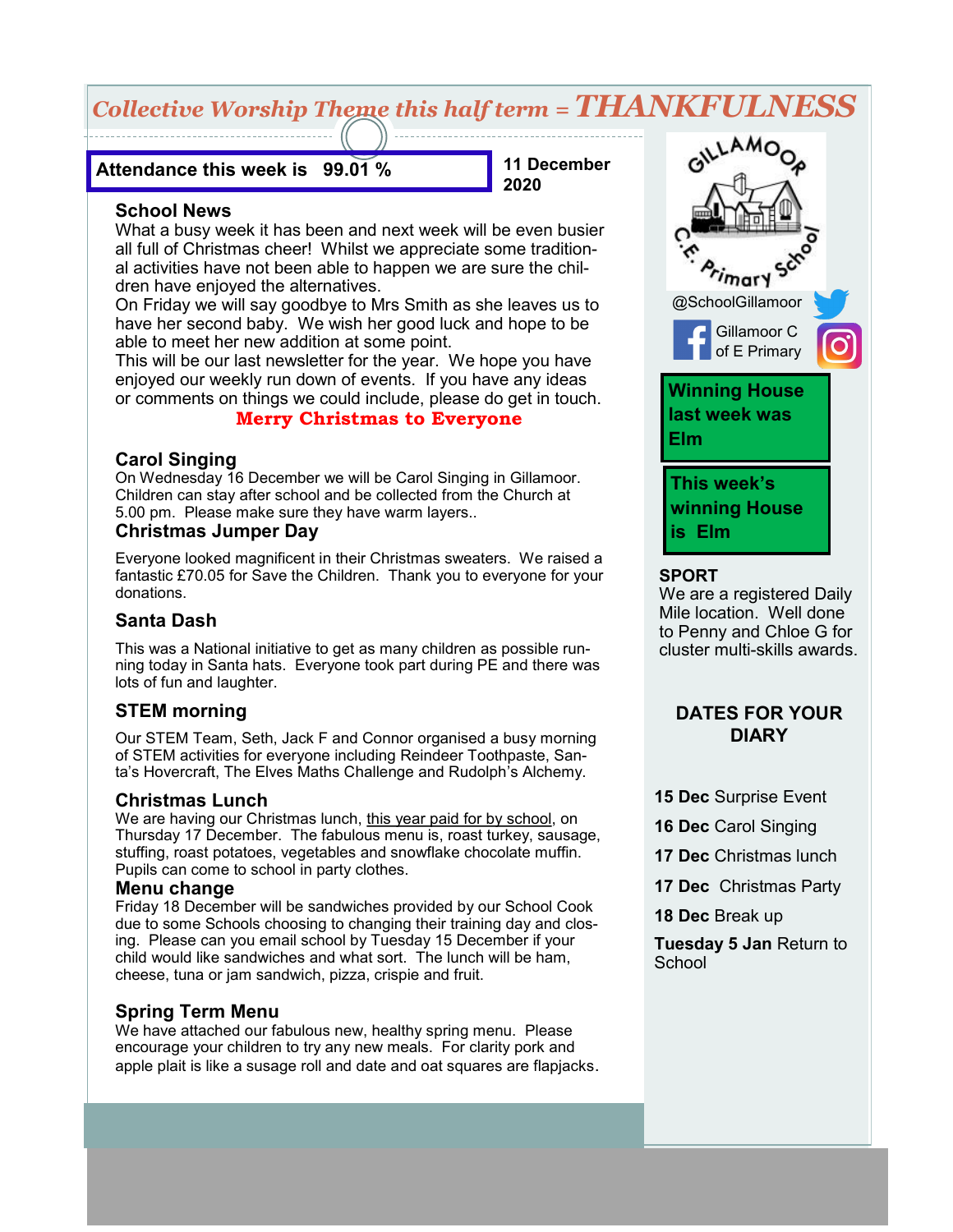# *Collective Worship Theme this half term = THANKFULNESS*

**Attendance this week is 99.01 %**

**11 December 2020**

## School News

What a busy week it has been and next week will be even busier all full of Christmas cheer! Whilst we appreciate some traditional activities have not been able to happen we are sure the children have enjoyed the alternatives.

On Friday we will say goodbye to Mrs Smith as she leaves us to have her second baby. We wish her good luck and hope to be able to meet her new addition at some point.

This will be our last newsletter for the year. We hope you have enjoyed our weekly run down of events. If you have any ideas or comments on things we could include, please do get in touch.

**Merry Christmas to Everyone**

## Carol Singing

On Wednesday 16 December we will be Carol Singing in Gillamoor. Children can stay after school and be collected from the Church at 5.00 pm. Please make sure they have warm layers..

## Christmas Jumper Day

Everyone looked magnificent in their Christmas sweaters. We raised a fantastic £70.05 for Save the Children. Thank you to everyone for your donations.

## Santa Dash

This was a National initiative to get as many children as possible running today in Santa hats. Everyone took part during PE and there was lots of fun and laughter.

## STEM morning

Our STEM Team, Seth, Jack F and Connor organised a busy morning of STEM activities for everyone including Reindeer Toothpaste, Santa's Hovercraft, The Elves Maths Challenge and Rudolph's Alchemy.

## Christmas Lunch

We are having our Christmas lunch, this year paid for by school, on Thursday 17 December. The fabulous menu is, roast turkey, sausage, stuffing, roast potatoes, vegetables and snowflake chocolate muffin. Pupils can come to school in party clothes.

## Menu change

Friday 18 December will be sandwiches provided by our School Cook due to some Schools choosing to changing their training day and closing. Please can you email school by Tuesday 15 December if your child would like sandwiches and what sort. The lunch will be ham, cheese, tuna or jam sandwich, pizza, crispie and fruit.

## Spring Term Menu

We have attached our fabulous new, healthy spring menu. Please encourage your children to try any new meals. For clarity pork and apple plait is like a susage roll and date and oat squares are flapjacks.

---

GILLAMOOR C.E. Primary School

@SchoolGillamoor

Gillamoor C of E Primary

**Winning House last week was Elm**

**This week's winning House is Elm**

## SPORT

We are a registered Daily Mile location. Well done to Penny and Chloe G for cluster multi-skills awards.

## DATES FOR YOUR DIARY

**15 Dec** Surprise Event

**16 Dec** Carol Singing

**17 Dec** Christmas lunch

**17 Dec** Christmas Party

**18 Dec** Break up

**Tuesday 5 Jan** Return to School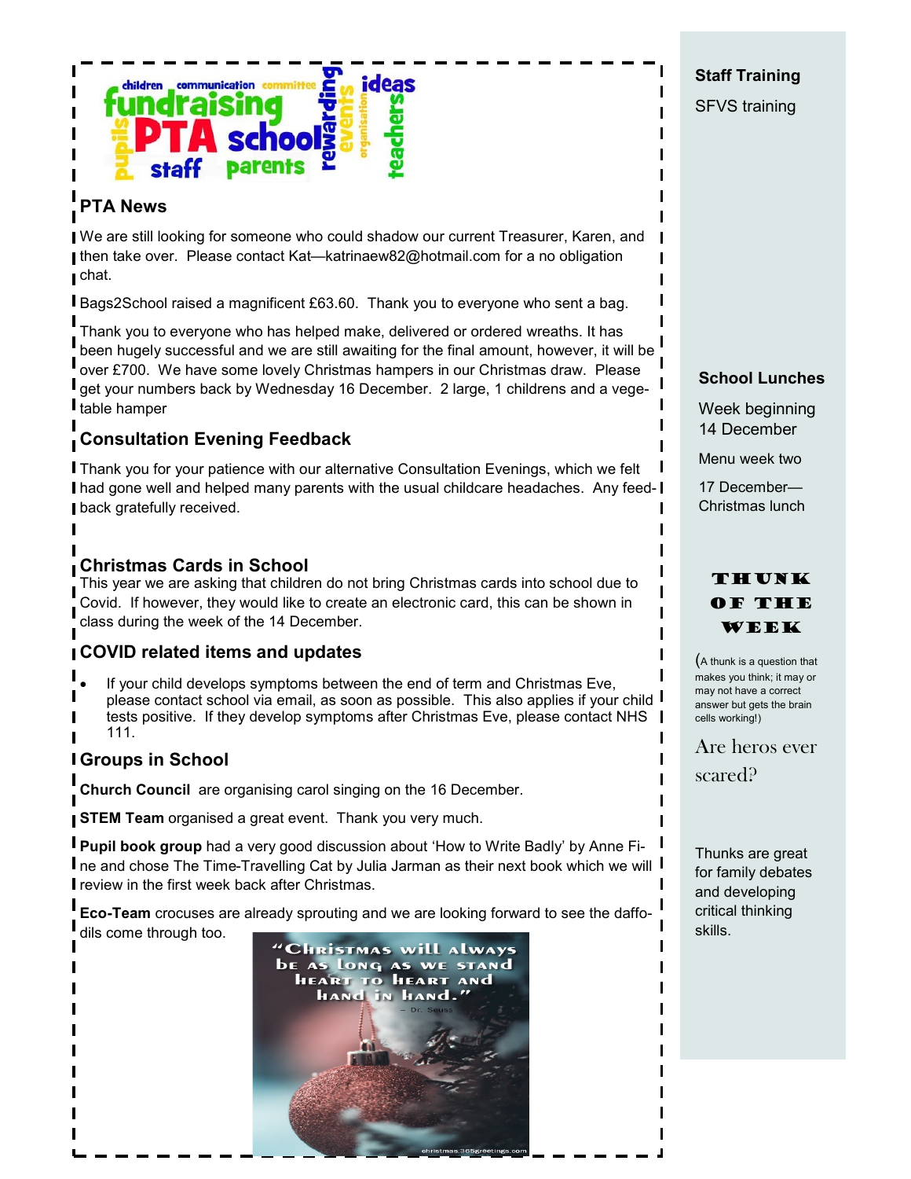## PTA News

We are still looking for someone who could shadow our current Treasurer, Karen, and then take over. Please contact Kat—katrinaew82@hotmail.com for a no obligation chat.

Bags2School raised a magnificent £63.60. Thank you to everyone who sent a bag.

Thank you to everyone who has helped make, delivered or ordered wreaths. It has been hugely successful and we are still awaiting for the final amount, however, it will be over £700. We have some lovely Christmas hampers in our Christmas draw. Please get your numbers back by Wednesday 16 December. 2 large, 1 childrens and a vegetable hamper

## Consultation Evening Feedback

Thank you for your patience with our alternative Consultation Evenings, which we felt had gone well and helped many parents with the usual childcare headaches. Any feedback gratefully received.

## Christmas Cards in School

This year we are asking that children do not bring Christmas cards into school due to Covid. If however, they would like to create an electronic card, this can be shown in class during the week of the 14 December.

## COVID related items and updates

- If your child develops symptoms between the end of term and Christmas Eve, please contact school via email, as soon as possible. This also applies if your child tests positive. If they develop symptoms after Christmas Eve, please contact NHS 111.

## Groups in School

**Church Council** are organising carol singing on the 16 December.

**STEM Team** organised a great event. Thank you very much.

**Pupil book group** had a very good discussion about 'How to Write Badly' by Anne Fine and chose The Time-Travelling Cat by Julia Jarman as their next book which we will review in the first week back after Christmas.

**Eco-Team** crocuses are already sprouting and we are looking forward to see the daffodils come through too.

"Christmas will always be as long as we stand heart to heart and hand in hand."
— Dr. Seuss

## Staff Training

SFVS training

## School Lunches

Week beginning 14 December

Menu week two

17 December—Christmas lunch

## Thunk of the Week

(A thunk is a question that makes you think; it may or may not have a correct answer but gets the brain cells working!)

Are heros ever scared?

Thunks are great for family debates and developing critical thinking skills.